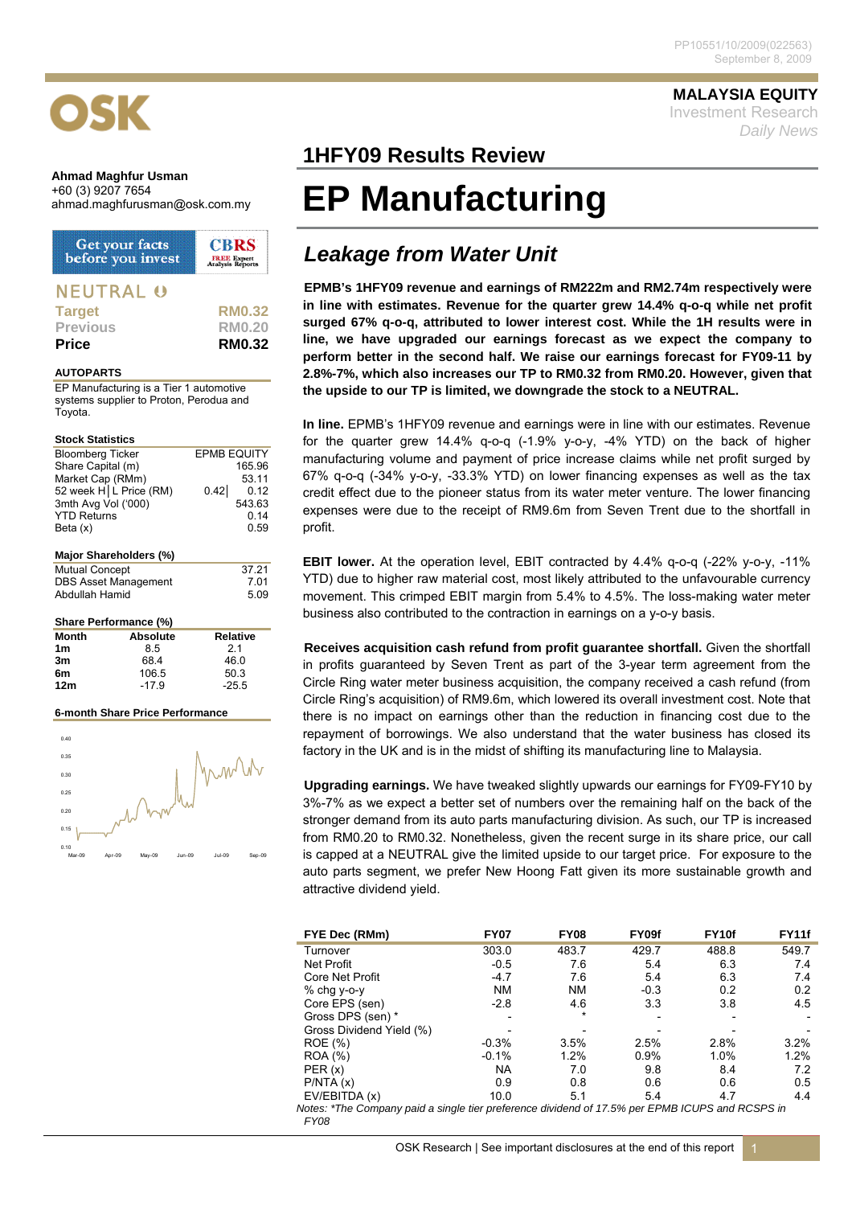PP10551/10/2009(022563)
September 8, 2009

**MALAYSIA EQUITY**
Investment Research
*Daily News*

**Ahmad Maghfur Usman**
+60 (3) 9207 7654
ahmad.maghfurusman@osk.com.my

Get your facts before you invest — CBRS FREE Expert Analysis Reports

## NEUTRAL

| | |
|---|---|
| **Target** | **RM0.32** |
| Previous | RM0.20 |
| **Price** | **RM0.32** |

**AUTOPARTS**

EP Manufacturing is a Tier 1 automotive systems supplier to Proton, Perodua and Toyota.

**Stock Statistics**

| | |
|---|---|
| Bloomberg Ticker | EPMB EQUITY |
| Share Capital (m) | 165.96 |
| Market Cap (RMm) | 53.11 |
| 52 week H│L Price (RM) | 0.42│ 0.12 |
| 3mth Avg Vol ('000) | 543.63 |
| YTD Returns | 0.14 |
| Beta (x) | 0.59 |

**Major Shareholders (%)**

| | |
|---|---|
| Mutual Concept | 37.21 |
| DBS Asset Management | 7.01 |
| Abdullah Hamid | 5.09 |

**Share Performance (%)**

| Month | Absolute | Relative |
|---|---|---|
| 1m | 8.5 | 2.1 |
| 3m | 68.4 | 46.0 |
| 6m | 106.5 | 50.3 |
| 12m | -17.9 | -25.5 |

**6-month Share Price Performance**

## 1HFY09 Results Review

# EP Manufacturing

## *Leakage from Water Unit*

**EPMB's 1HFY09 revenue and earnings of RM222m and RM2.74m respectively were in line with estimates. Revenue for the quarter grew 14.4% q-o-q while net profit surged 67% q-o-q, attributed to lower interest cost. While the 1H results were in line, we have upgraded our earnings forecast as we expect the company to perform better in the second half. We raise our earnings forecast for FY09-11 by 2.8%-7%, which also increases our TP to RM0.32 from RM0.20. However, given that the upside to our TP is limited, we downgrade the stock to a NEUTRAL.**

**In line.** EPMB's 1HFY09 revenue and earnings were in line with our estimates. Revenue for the quarter grew 14.4% q-o-q (-1.9% y-o-y, -4% YTD) on the back of higher manufacturing volume and payment of price increase claims while net profit surged by 67% q-o-q (-34% y-o-y, -33.3% YTD) on lower financing expenses as well as the tax credit effect due to the pioneer status from its water meter venture. The lower financing expenses were due to the receipt of RM9.6m from Seven Trent due to the shortfall in profit.

**EBIT lower.** At the operation level, EBIT contracted by 4.4% q-o-q (-22% y-o-y, -11% YTD) due to higher raw material cost, most likely attributed to the unfavourable currency movement. This crimped EBIT margin from 5.4% to 4.5%. The loss-making water meter business also contributed to the contraction in earnings on a y-o-y basis.

**Receives acquisition cash refund from profit guarantee shortfall.** Given the shortfall in profits guaranteed by Seven Trent as part of the 3-year term agreement from the Circle Ring water meter business acquisition, the company received a cash refund (from Circle Ring's acquisition) of RM9.6m, which lowered its overall investment cost. Note that there is no impact on earnings other than the reduction in financing cost due to the repayment of borrowings. We also understand that the water business has closed its factory in the UK and is in the midst of shifting its manufacturing line to Malaysia.

**Upgrading earnings.** We have tweaked slightly upwards our earnings for FY09-FY10 by 3%-7% as we expect a better set of numbers over the remaining half on the back of the stronger demand from its auto parts manufacturing division. As such, our TP is increased from RM0.20 to RM0.32. Nonetheless, given the recent surge in its share price, our call is capped at a NEUTRAL give the limited upside to our target price. For exposure to the auto parts segment, we prefer New Hoong Fatt given its more sustainable growth and attractive dividend yield.

| FYE Dec (RMm) | FY07 | FY08 | FY09f | FY10f | FY11f |
|---|---|---|---|---|---|
| Turnover | 303.0 | 483.7 | 429.7 | 488.8 | 549.7 |
| Net Profit | -0.5 | 7.6 | 5.4 | 6.3 | 7.4 |
| Core Net Profit | -4.7 | 7.6 | 5.4 | 6.3 | 7.4 |
| % chg y-o-y | NM | NM | -0.3 | 0.2 | 0.2 |
| Core EPS (sen) | -2.8 | 4.6 | 3.3 | 3.8 | 4.5 |
| Gross DPS (sen) * | - | * | - | - | - |
| Gross Dividend Yield (%) | - | - | - | - | - |
| ROE (%) | -0.3% | 3.5% | 2.5% | 2.8% | 3.2% |
| ROA (%) | -0.1% | 1.2% | 0.9% | 1.0% | 1.2% |
| PER (x) | NA | 7.0 | 9.8 | 8.4 | 7.2 |
| P/NTA (x) | 0.9 | 0.8 | 0.6 | 0.6 | 0.5 |
| EV/EBITDA (x) | 10.0 | 5.1 | 5.4 | 4.7 | 4.4 |

*Notes: *The Company paid a single tier preference dividend of 17.5% per EPMB ICUPS and RCSPS in FY08*

OSK Research | See important disclosures at the end of this report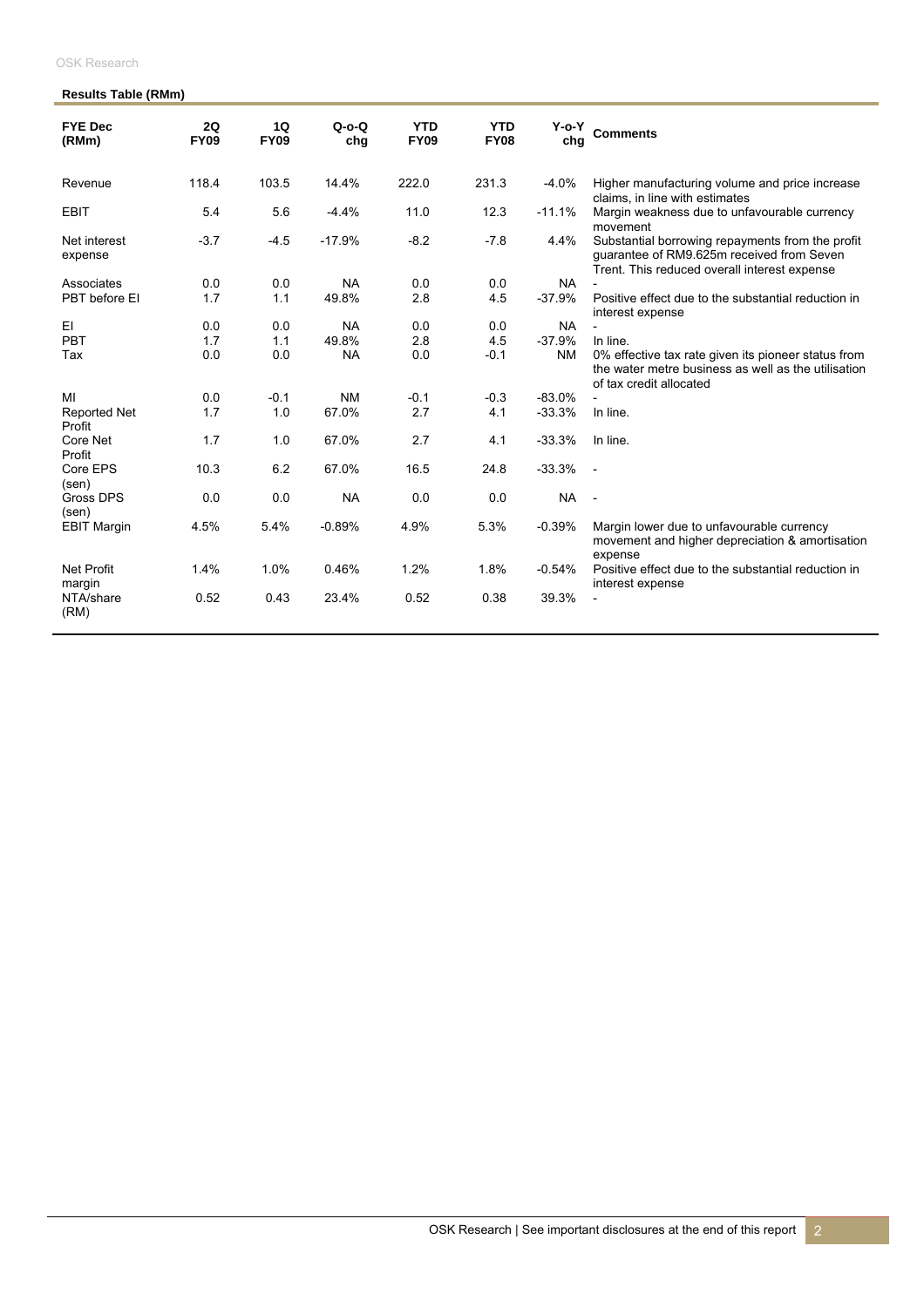**Results Table (RMm)**

| FYE Dec (RMm) | 2Q FY09 | 1Q FY09 | Q-o-Q chg | YTD FY09 | YTD FY08 | Y-o-Y chg | Comments |
|---|---|---|---|---|---|---|---|
| Revenue | 118.4 | 103.5 | 14.4% | 222.0 | 231.3 | -4.0% | Higher manufacturing volume and price increase claims, in line with estimates |
| EBIT | 5.4 | 5.6 | -4.4% | 11.0 | 12.3 | -11.1% | Margin weakness due to unfavourable currency movement |
| Net interest expense | -3.7 | -4.5 | -17.9% | -8.2 | -7.8 | 4.4% | Substantial borrowing repayments from the profit guarantee of RM9.625m received from Seven Trent. This reduced overall interest expense |
| Associates | 0.0 | 0.0 | NA | 0.0 | 0.0 | NA | - |
| PBT before EI | 1.7 | 1.1 | 49.8% | 2.8 | 4.5 | -37.9% | Positive effect due to the substantial reduction in interest expense |
| EI | 0.0 | 0.0 | NA | 0.0 | 0.0 | NA | - |
| PBT | 1.7 | 1.1 | 49.8% | 2.8 | 4.5 | -37.9% | In line. |
| Tax | 0.0 | 0.0 | NA | 0.0 | -0.1 | NM | 0% effective tax rate given its pioneer status from the water metre business as well as the utilisation of tax credit allocated |
| MI | 0.0 | -0.1 | NM | -0.1 | -0.3 | -83.0% | - |
| Reported Net Profit | 1.7 | 1.0 | 67.0% | 2.7 | 4.1 | -33.3% | In line. |
| Core Net Profit | 1.7 | 1.0 | 67.0% | 2.7 | 4.1 | -33.3% | In line. |
| Core EPS (sen) | 10.3 | 6.2 | 67.0% | 16.5 | 24.8 | -33.3% | - |
| Gross DPS (sen) | 0.0 | 0.0 | NA | 0.0 | 0.0 | NA | - |
| EBIT Margin | 4.5% | 5.4% | -0.89% | 4.9% | 5.3% | -0.39% | Margin lower due to unfavourable currency movement and higher depreciation & amortisation expense |
| Net Profit margin | 1.4% | 1.0% | 0.46% | 1.2% | 1.8% | -0.54% | Positive effect due to the substantial reduction in interest expense |
| NTA/share (RM) | 0.52 | 0.43 | 23.4% | 0.52 | 0.38 | 39.3% | - |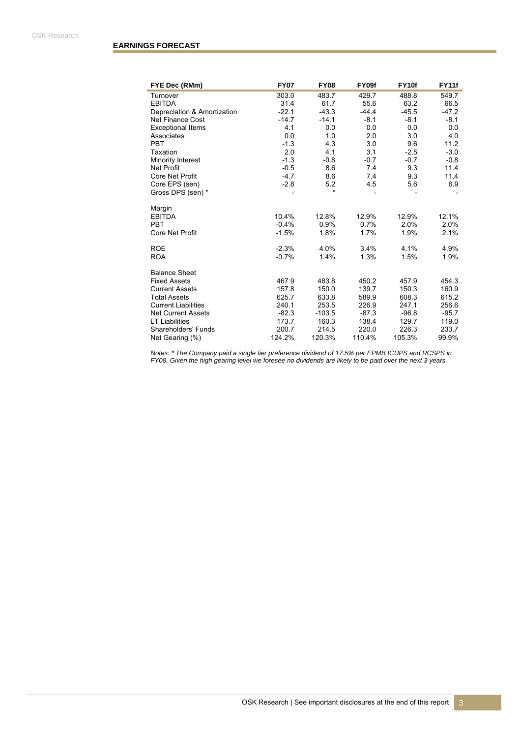## EARNINGS FORECAST

| FYE Dec (RMm) | FY07 | FY08 | FY09f | FY10f | FY11f |
|---|---|---|---|---|---|
| Turnover | 303.0 | 483.7 | 429.7 | 488.8 | 549.7 |
| EBITDA | 31.4 | 61.7 | 55.6 | 63.2 | 66.5 |
| Depreciation & Amortization | -22.1 | -43.3 | -44.4 | -45.5 | -47.2 |
| Net Finance Cost | -14.7 | -14.1 | -8.1 | -8.1 | -8.1 |
| Exceptional Items | 4.1 | 0.0 | 0.0 | 0.0 | 0.0 |
| Associates | 0.0 | 1.0 | 2.0 | 3.0 | 4.0 |
| PBT | -1.3 | 4.3 | 3.0 | 9.6 | 11.2 |
| Taxation | 2.0 | 4.1 | 3.1 | -2.5 | -3.0 |
| Minority Interest | -1.3 | -0.8 | -0.7 | -0.7 | -0.8 |
| Net Profit | -0.5 | 8.6 | 7.4 | 9.3 | 11.4 |
| Core Net Profit | -4.7 | 8.6 | 7.4 | 9.3 | 11.4 |
| Core EPS (sen) | -2.8 | 5.2 | 4.5 | 5.6 | 6.9 |
| Gross DPS (sen) * | - | * | - | - | - |
| | | | | | |
| Margin | | | | | |
| EBITDA | 10.4% | 12.8% | 12.9% | 12.9% | 12.1% |
| PBT | -0.4% | 0.9% | 0.7% | 2.0% | 2.0% |
| Core Net Profit | -1.5% | 1.8% | 1.7% | 1.9% | 2.1% |
| | | | | | |
| ROE | -2.3% | 4.0% | 3.4% | 4.1% | 4.9% |
| ROA | -0.7% | 1.4% | 1.3% | 1.5% | 1.9% |
| | | | | | |
| Balance Sheet | | | | | |
| Fixed Assets | 467.9 | 483.8 | 450.2 | 457.9 | 454.3 |
| Current Assets | 157.8 | 150.0 | 139.7 | 150.3 | 160.9 |
| Total Assets | 625.7 | 633.8 | 589.9 | 608.3 | 615.2 |
| Current Liabilities | 240.1 | 253.5 | 226.9 | 247.1 | 256.6 |
| Net Current Assets | -82.3 | -103.5 | -87.3 | -96.8 | -95.7 |
| LT Liabilities | 173.7 | 160.3 | 138.4 | 129.7 | 119.0 |
| Shareholders' Funds | 200.7 | 214.5 | 220.0 | 226.3 | 233.7 |
| Net Gearing (%) | 124.2% | 120.3% | 110.4% | 105.3% | 99.9% |

*Notes: * The Company paid a single tier preference dividend of 17.5% per EPMB ICUPS and RCSPS in FY08. Given the high gearing level we foresee no dividends are likely to be paid over the next 3 years*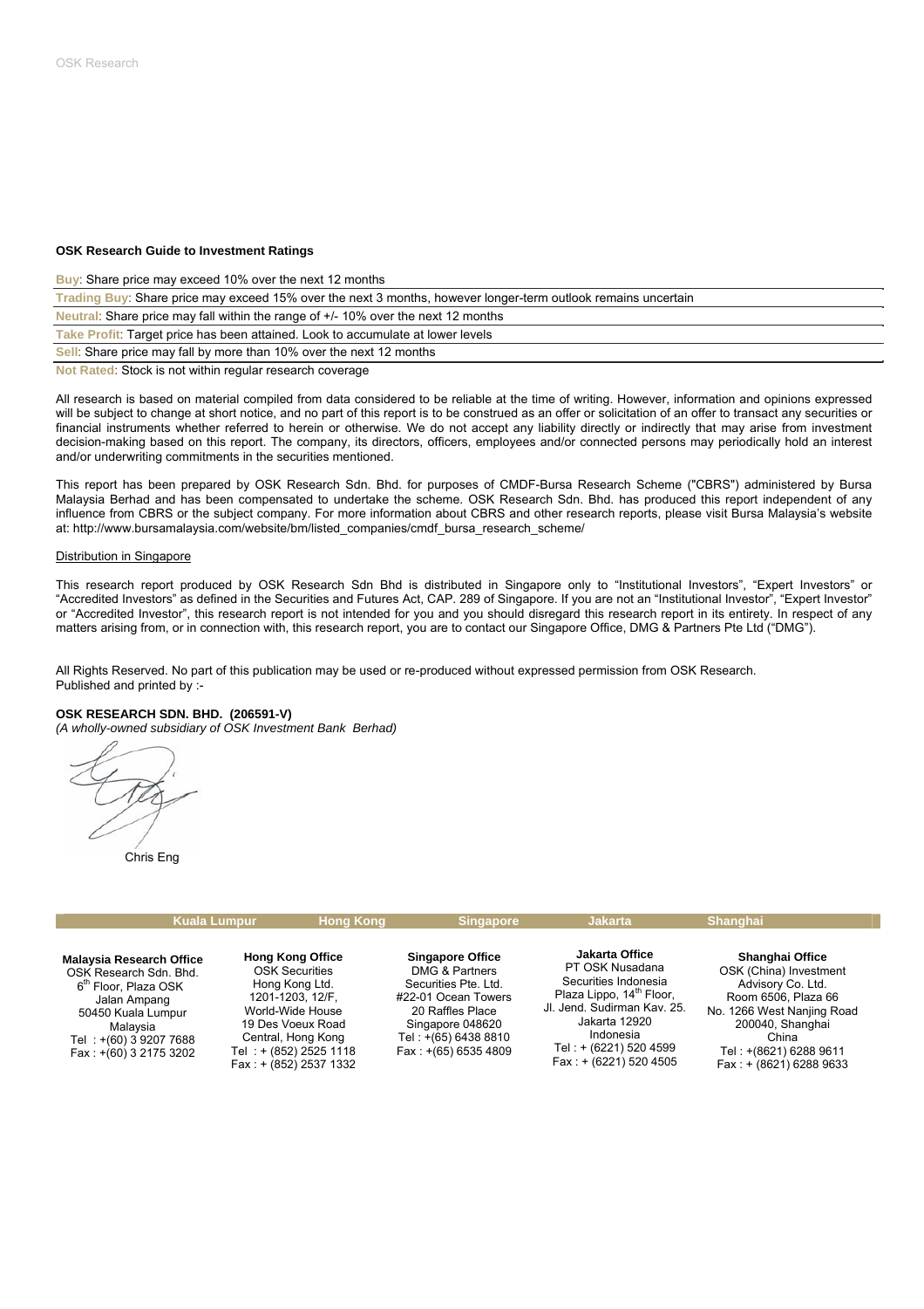**OSK Research Guide to Investment Ratings**

**Buy**: Share price may exceed 10% over the next 12 months

**Trading Buy**: Share price may exceed 15% over the next 3 months, however longer-term outlook remains uncertain

**Neutral**: Share price may fall within the range of +/- 10% over the next 12 months

**Take Profit**: Target price has been attained. Look to accumulate at lower levels

**Sell**: Share price may fall by more than 10% over the next 12 months

**Not Rated**: Stock is not within regular research coverage

All research is based on material compiled from data considered to be reliable at the time of writing. However, information and opinions expressed will be subject to change at short notice, and no part of this report is to be construed as an offer or solicitation of an offer to transact any securities or financial instruments whether referred to herein or otherwise. We do not accept any liability directly or indirectly that may arise from investment decision-making based on this report. The company, its directors, officers, employees and/or connected persons may periodically hold an interest and/or underwriting commitments in the securities mentioned.

This report has been prepared by OSK Research Sdn. Bhd. for purposes of CMDF-Bursa Research Scheme ("CBRS") administered by Bursa Malaysia Berhad and has been compensated to undertake the scheme. OSK Research Sdn. Bhd. has produced this report independent of any influence from CBRS or the subject company. For more information about CBRS and other research reports, please visit Bursa Malaysia's website at: http://www.bursamalaysia.com/website/bm/listed_companies/cmdf_bursa_research_scheme/

Distribution in Singapore

This research report produced by OSK Research Sdn Bhd is distributed in Singapore only to "Institutional Investors", "Expert Investors" or "Accredited Investors" as defined in the Securities and Futures Act, CAP. 289 of Singapore. If you are not an "Institutional Investor", "Expert Investor" or "Accredited Investor", this research report is not intended for you and you should disregard this research report in its entirety. In respect of any matters arising from, or in connection with, this research report, you are to contact our Singapore Office, DMG & Partners Pte Ltd ("DMG").

All Rights Reserved. No part of this publication may be used or re-produced without expressed permission from OSK Research.
Published and printed by :-

**OSK RESEARCH SDN. BHD. (206591-V)**
*(A wholly-owned subsidiary of OSK Investment Bank Berhad)*

Chris Eng

| Kuala Lumpur | Hong Kong | Singapore | Jakarta | Shanghai |
|---|---|---|---|---|
| **Malaysia Research Office**<br>OSK Research Sdn. Bhd.<br>6th Floor, Plaza OSK<br>Jalan Ampang<br>50450 Kuala Lumpur<br>Malaysia<br>Tel : +(60) 3 9207 7688<br>Fax : +(60) 3 2175 3202 | **Hong Kong Office**<br>OSK Securities<br>Hong Kong Ltd.<br>1201-1203, 12/F,<br>World-Wide House<br>19 Des Voeux Road<br>Central, Hong Kong<br>Tel : + (852) 2525 1118<br>Fax : + (852) 2537 1332 | **Singapore Office**<br>DMG & Partners<br>Securities Pte. Ltd.<br>#22-01 Ocean Towers<br>20 Raffles Place<br>Singapore 048620<br>Tel : +(65) 6438 8810<br>Fax : +(65) 6535 4809 | **Jakarta Office**<br>PT OSK Nusadana<br>Securities Indonesia<br>Plaza Lippo, 14th Floor,<br>Jl. Jend. Sudirman Kav. 25.<br>Jakarta 12920<br>Indonesia<br>Tel : + (6221) 520 4599<br>Fax : + (6221) 520 4505 | **Shanghai Office**<br>OSK (China) Investment<br>Advisory Co. Ltd.<br>Room 6506, Plaza 66<br>No. 1266 West Nanjing Road<br>200040, Shanghai<br>China<br>Tel : +(8621) 6288 9611<br>Fax : + (8621) 6288 9633 |